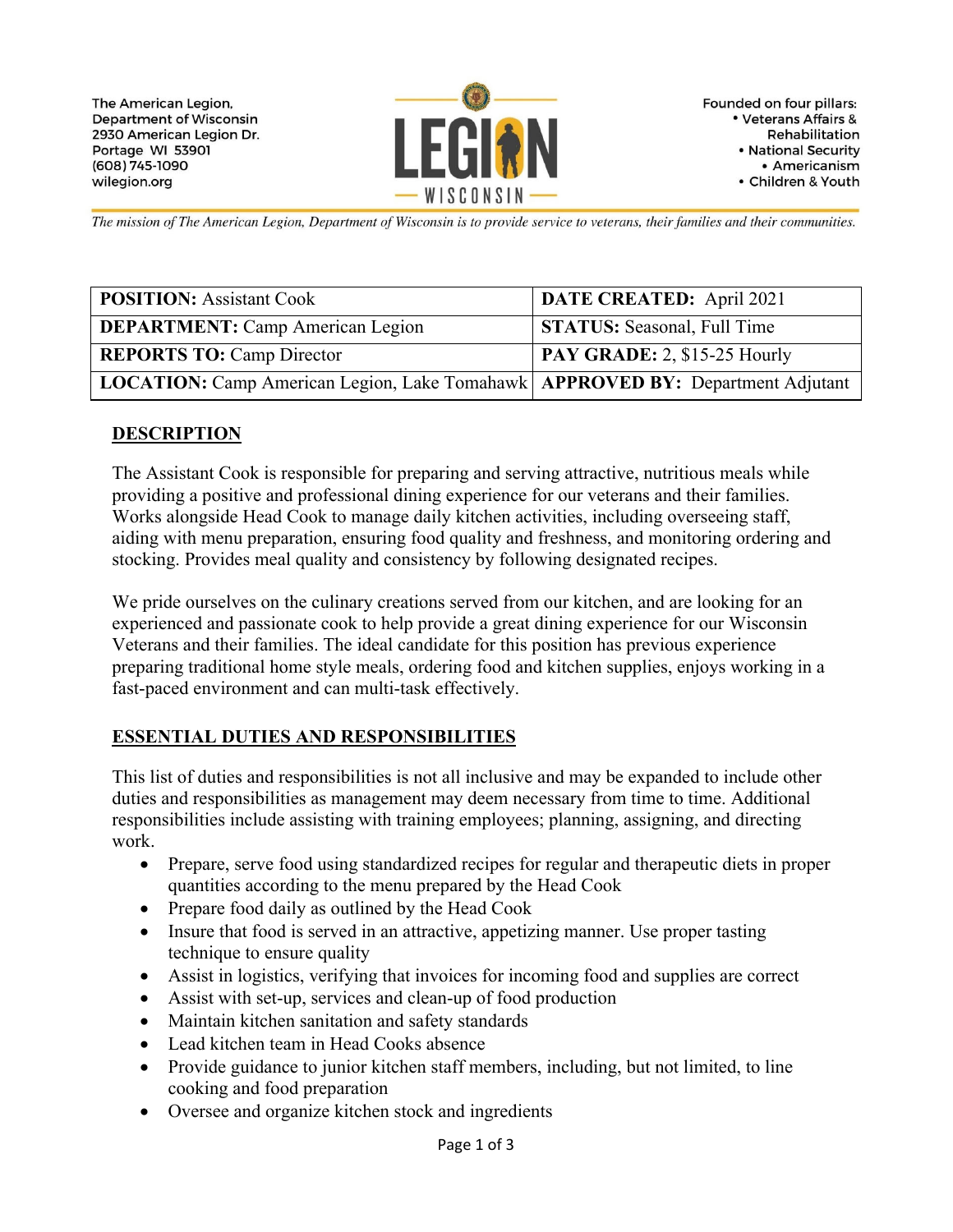The American Legion,
Department of Wisconsin
2930 American Legion Dr.
Portage WI 53901
(608) 745-1090
wilegion.org

LEGION WISCONSIN

Founded on four pillars:
- Veterans Affairs & Rehabilitation
- National Security
- Americanism
- Children & Youth

*The mission of The American Legion, Department of Wisconsin is to provide service to veterans, their families and their communities.*

| | |
|---|---|
| **POSITION:** Assistant Cook | **DATE CREATED:** April 2021 |
| **DEPARTMENT:** Camp American Legion | **STATUS:** Seasonal, Full Time |
| **REPORTS TO:** Camp Director | **PAY GRADE:** 2, $15-25 Hourly |
| **LOCATION:** Camp American Legion, Lake Tomahawk | **APPROVED BY:** Department Adjutant |

## DESCRIPTION

The Assistant Cook is responsible for preparing and serving attractive, nutritious meals while providing a positive and professional dining experience for our veterans and their families. Works alongside Head Cook to manage daily kitchen activities, including overseeing staff, aiding with menu preparation, ensuring food quality and freshness, and monitoring ordering and stocking. Provides meal quality and consistency by following designated recipes.

We pride ourselves on the culinary creations served from our kitchen, and are looking for an experienced and passionate cook to help provide a great dining experience for our Wisconsin Veterans and their families. The ideal candidate for this position has previous experience preparing traditional home style meals, ordering food and kitchen supplies, enjoys working in a fast-paced environment and can multi-task effectively.

## ESSENTIAL DUTIES AND RESPONSIBILITIES

This list of duties and responsibilities is not all inclusive and may be expanded to include other duties and responsibilities as management may deem necessary from time to time. Additional responsibilities include assisting with training employees; planning, assigning, and directing work.

- Prepare, serve food using standardized recipes for regular and therapeutic diets in proper quantities according to the menu prepared by the Head Cook
- Prepare food daily as outlined by the Head Cook
- Insure that food is served in an attractive, appetizing manner. Use proper tasting technique to ensure quality
- Assist in logistics, verifying that invoices for incoming food and supplies are correct
- Assist with set-up, services and clean-up of food production
- Maintain kitchen sanitation and safety standards
- Lead kitchen team in Head Cooks absence
- Provide guidance to junior kitchen staff members, including, but not limited, to line cooking and food preparation
- Oversee and organize kitchen stock and ingredients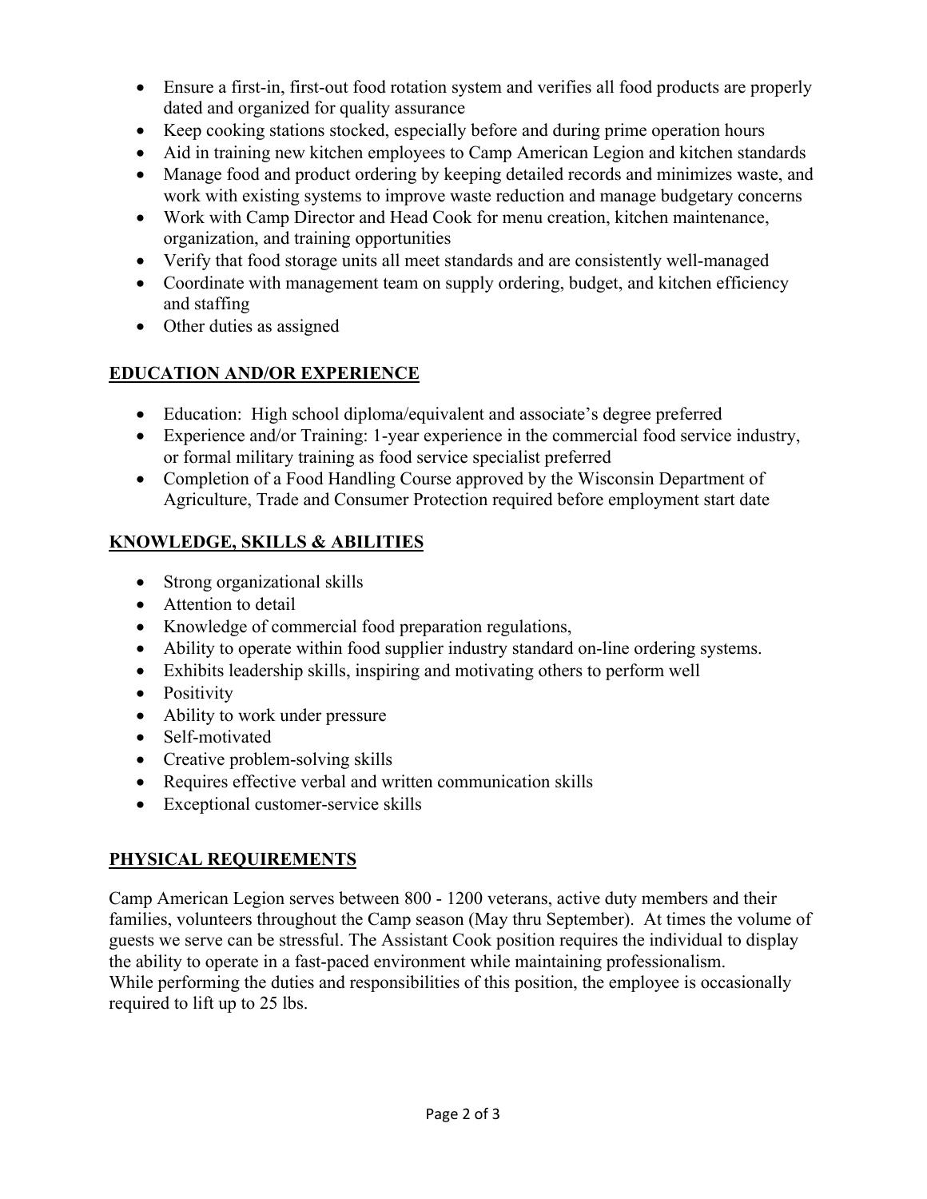- Ensure a first-in, first-out food rotation system and verifies all food products are properly dated and organized for quality assurance
- Keep cooking stations stocked, especially before and during prime operation hours
- Aid in training new kitchen employees to Camp American Legion and kitchen standards
- Manage food and product ordering by keeping detailed records and minimizes waste, and work with existing systems to improve waste reduction and manage budgetary concerns
- Work with Camp Director and Head Cook for menu creation, kitchen maintenance, organization, and training opportunities
- Verify that food storage units all meet standards and are consistently well-managed
- Coordinate with management team on supply ordering, budget, and kitchen efficiency and staffing
- Other duties as assigned

## EDUCATION AND/OR EXPERIENCE

- Education: High school diploma/equivalent and associate's degree preferred
- Experience and/or Training: 1-year experience in the commercial food service industry, or formal military training as food service specialist preferred
- Completion of a Food Handling Course approved by the Wisconsin Department of Agriculture, Trade and Consumer Protection required before employment start date

## KNOWLEDGE, SKILLS & ABILITIES

- Strong organizational skills
- Attention to detail
- Knowledge of commercial food preparation regulations,
- Ability to operate within food supplier industry standard on-line ordering systems.
- Exhibits leadership skills, inspiring and motivating others to perform well
- Positivity
- Ability to work under pressure
- Self-motivated
- Creative problem-solving skills
- Requires effective verbal and written communication skills
- Exceptional customer-service skills

## PHYSICAL REQUIREMENTS

Camp American Legion serves between 800 - 1200 veterans, active duty members and their families, volunteers throughout the Camp season (May thru September). At times the volume of guests we serve can be stressful. The Assistant Cook position requires the individual to display the ability to operate in a fast-paced environment while maintaining professionalism.
While performing the duties and responsibilities of this position, the employee is occasionally required to lift up to 25 lbs.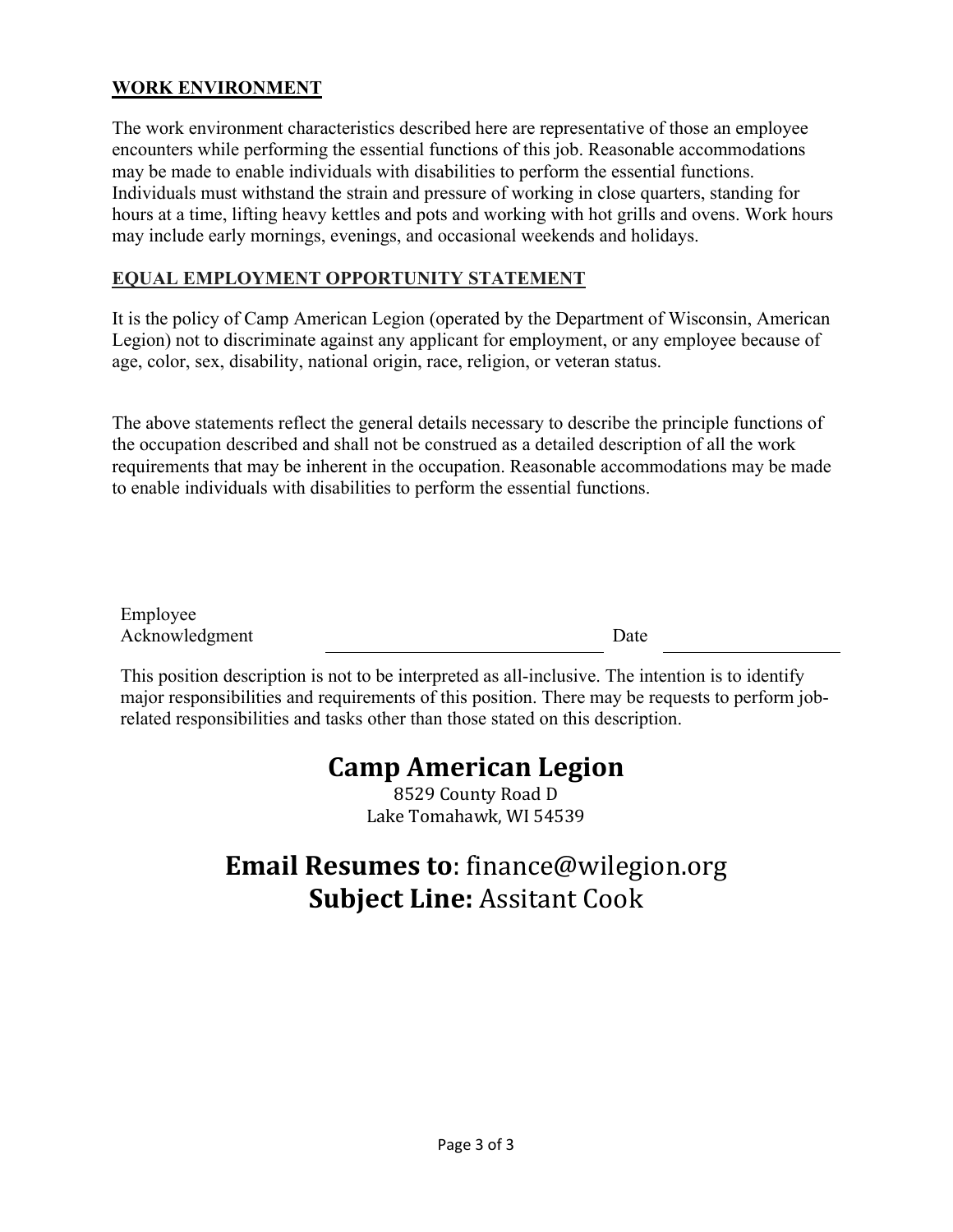## WORK ENVIRONMENT

The work environment characteristics described here are representative of those an employee encounters while performing the essential functions of this job. Reasonable accommodations may be made to enable individuals with disabilities to perform the essential functions. Individuals must withstand the strain and pressure of working in close quarters, standing for hours at a time, lifting heavy kettles and pots and working with hot grills and ovens. Work hours may include early mornings, evenings, and occasional weekends and holidays.

## EQUAL EMPLOYMENT OPPORTUNITY STATEMENT

It is the policy of Camp American Legion (operated by the Department of Wisconsin, American Legion) not to discriminate against any applicant for employment, or any employee because of age, color, sex, disability, national origin, race, religion, or veteran status.

The above statements reflect the general details necessary to describe the principle functions of the occupation described and shall not be construed as a detailed description of all the work requirements that may be inherent in the occupation. Reasonable accommodations may be made to enable individuals with disabilities to perform the essential functions.

Employee Acknowledgment ______________________________ Date ____________________

This position description is not to be interpreted as all-inclusive. The intention is to identify major responsibilities and requirements of this position. There may be requests to perform job-related responsibilities and tasks other than those stated on this description.

# Camp American Legion

8529 County Road D
Lake Tomahawk, WI 54539

## **Email Resumes to**: finance@wilegion.org
## **Subject Line:** Assitant Cook